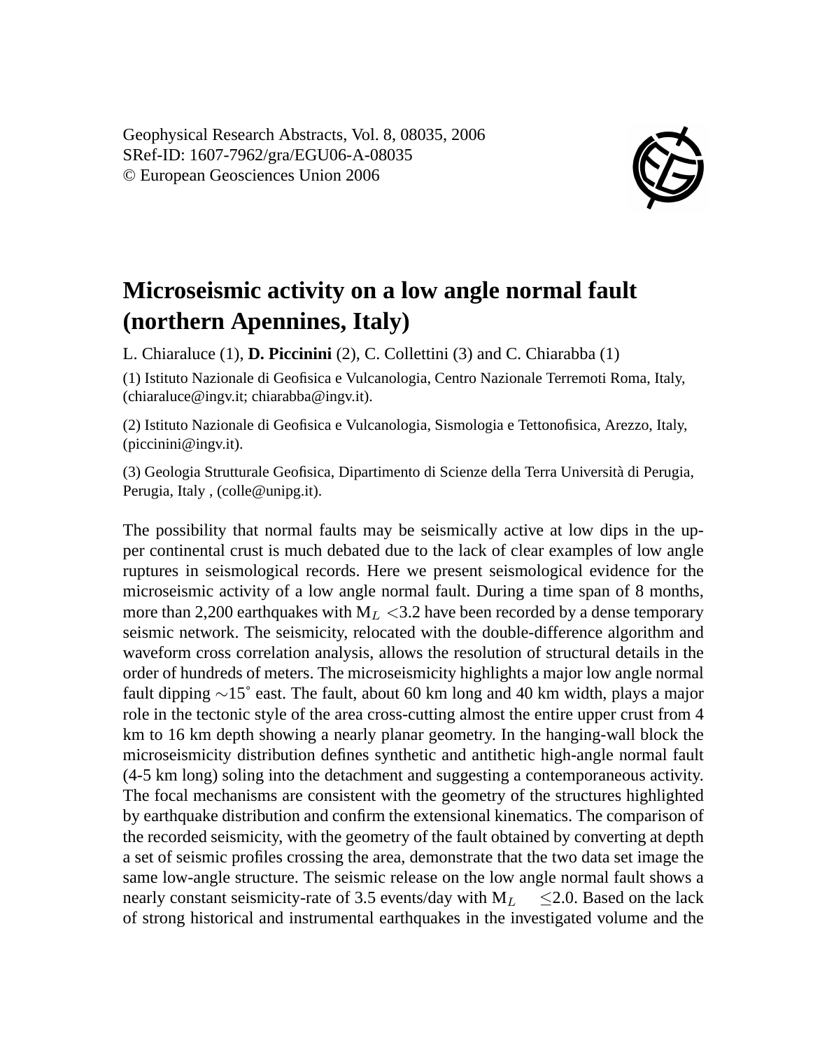Geophysical Research Abstracts, Vol. 8, 08035, 2006
SRef-ID: 1607-7962/gra/EGU06-A-08035
© European Geosciences Union 2006

# Microseismic activity on a low angle normal fault (northern Apennines, Italy)

L. Chiaraluce (1), **D. Piccinini** (2), C. Collettini (3) and C. Chiarabba (1)

(1) Istituto Nazionale di Geofisica e Vulcanologia, Centro Nazionale Terremoti Roma, Italy, (chiaraluce@ingv.it; chiarabba@ingv.it).

(2) Istituto Nazionale di Geofisica e Vulcanologia, Sismologia e Tettonofisica, Arezzo, Italy, (piccinini@ingv.it).

(3) Geologia Strutturale Geofisica, Dipartimento di Scienze della Terra Università di Perugia, Perugia, Italy , (colle@unipg.it).

The possibility that normal faults may be seismically active at low dips in the upper continental crust is much debated due to the lack of clear examples of low angle ruptures in seismological records. Here we present seismological evidence for the microseismic activity of a low angle normal fault. During a time span of 8 months, more than 2,200 earthquakes with $M_L < 3.2$ have been recorded by a dense temporary seismic network. The seismicity, relocated with the double-difference algorithm and waveform cross correlation analysis, allows the resolution of structural details in the order of hundreds of meters. The microseismicity highlights a major low angle normal fault dipping $\sim 15^{\circ}$ east. The fault, about 60 km long and 40 km width, plays a major role in the tectonic style of the area cross-cutting almost the entire upper crust from 4 km to 16 km depth showing a nearly planar geometry. In the hanging-wall block the microseismicity distribution defines synthetic and antithetic high-angle normal fault (4-5 km long) soling into the detachment and suggesting a contemporaneous activity. The focal mechanisms are consistent with the geometry of the structures highlighted by earthquake distribution and confirm the extensional kinematics. The comparison of the recorded seismicity, with the geometry of the fault obtained by converting at depth a set of seismic profiles crossing the area, demonstrate that the two data set image the same low-angle structure. The seismic release on the low angle normal fault shows a nearly constant seismicity-rate of 3.5 events/day with $M_L \leq 2.0$. Based on the lack of strong historical and instrumental earthquakes in the investigated volume and the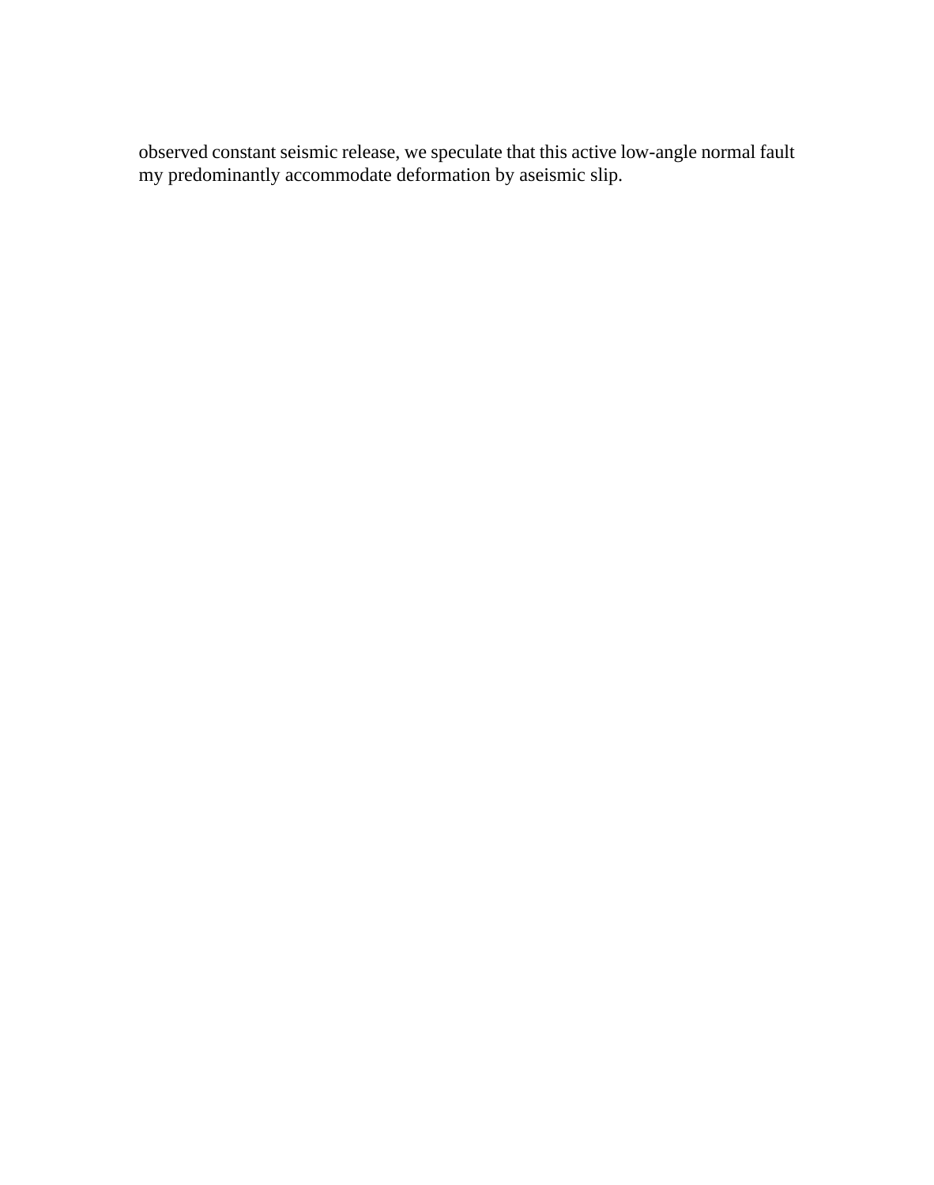observed constant seismic release, we speculate that this active low-angle normal fault my predominantly accommodate deformation by aseismic slip.